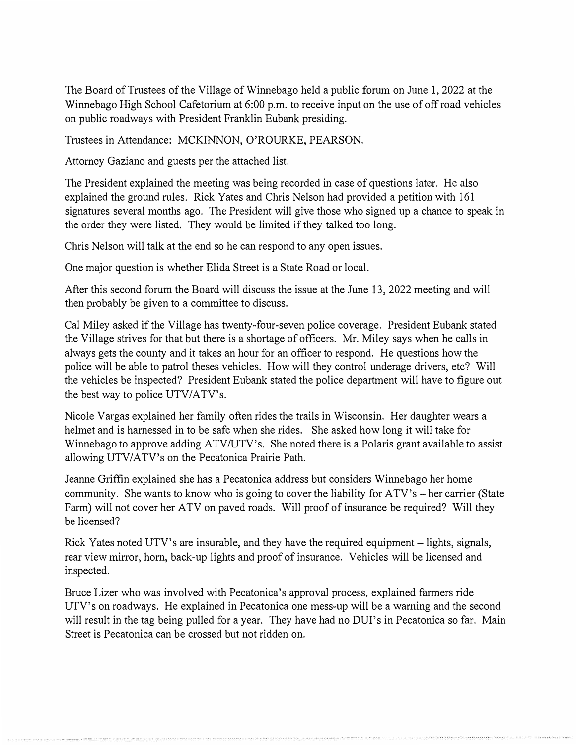The Board of Trustees of the Village of Winnebago held a public forum on June 1, 2022 at the Winnebago High School Cafetorium at 6:00 p.m. to receive input on the use of off road vehicles on public roadways with President Franklin Eubank presiding.

Trustees in Attendance: MCKINNON, O'ROURKE, PEARSON.

Attorney Gaziano and guests per the attached list.

The President explained the meeting was being recorded in case of questions later. He also explained the ground rules. Rick Yates and Chris Nelson had provided a petition with 161 signatures several months ago. The President will give those who signed up a chance to speak in the order they were listed. They would be limited if they talked too long.

Chris Nelson will talk at the end so he can respond to any open issues.

One major question is whether Elida Street is a State Road or local.

After this second forum the Board will discuss the issue at the June 13, 2022 meeting and will then probably be given to a committee to discuss.

Cal Miley asked if the Village has twenty-four-seven police coverage. President Eubank stated the Village strives for that but there is a shortage of officers. Mr. Miley says when he calls in always gets the county and it takes an hour for an officer to respond. He questions how the police will be able to patrol theses vehicles. How will they control underage drivers, etc? Will the vehicles be inspected? President Eubank stated the police department will have to figure out the best way to police UTV/ATV's.

Nicole Vargas explained her family often rides the trails in Wisconsin. Her daughter wears a helmet and is harnessed in to be safe when she rides. She asked how long it will take for Winnebago to approve adding ATV/UTV's. She noted there is a Polaris grant available to assist allowing UTV/ATV's on the Pecatonica Prairie Path.

Jeanne Griffin explained she has a Pecatonica address but considers Winnebago her home community. She wants to know who is going to cover the liability for ATV's – her carrier (State Farm) will not cover her ATV on paved roads. Will proof of insurance be required? Will they be licensed?

Rick Yates noted UTV's are insurable, and they have the required equipment – lights, signals, rear view mirror, horn, back-up lights and proof of insurance. Vehicles will be licensed and inspected.

Bruce Lizer who was involved with Pecatonica's approval process, explained farmers ride UTV's on roadways. He explained in Pecatonica one mess-up will be a warning and the second will result in the tag being pulled for a year. They have had no DUI's in Pecatonica so far. Main Street is Pecatonica can be crossed but not ridden on.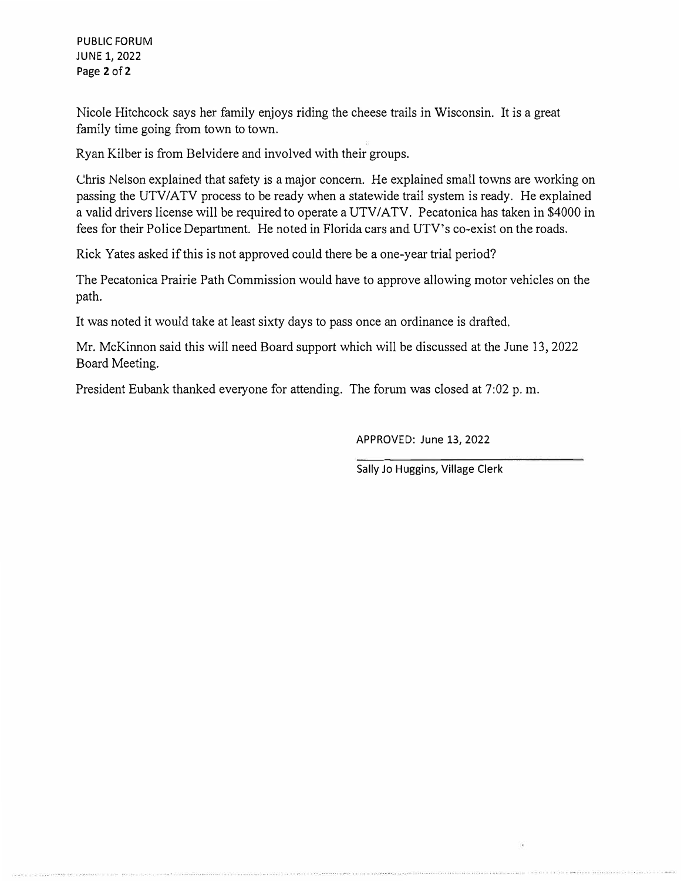Nicole Hitchcock says her family enjoys riding the cheese trails in Wisconsin. It is a great family time going from town to town.

Ryan Kilber is from Belvidere and involved with their groups.

Chris Nelson explained that safety is a major concern. He explained small towns are working on passing the UTV/ATV process to be ready when a statewide trail system is ready. He explained a valid drivers license will be required to operate a UTV/ATV. Pecatonica has taken in $4000 in fees for their Police Department. He noted in Florida cars and UTV's co-exist on the roads.

Rick Yates asked if this is not approved could there be a one-year trial period?

The Pecatonica Prairie Path Commission would have to approve allowing motor vehicles on the path.

It was noted it would take at least sixty days to pass once an ordinance is drafted.

Mr. McKinnon said this will need Board support which will be discussed at the June 13, 2022 Board Meeting.

President Eubank thanked everyone for attending. The forum was closed at 7:02 p. m.

APPROVED: June 13, 2022

Sally Jo Huggins, Village Clerk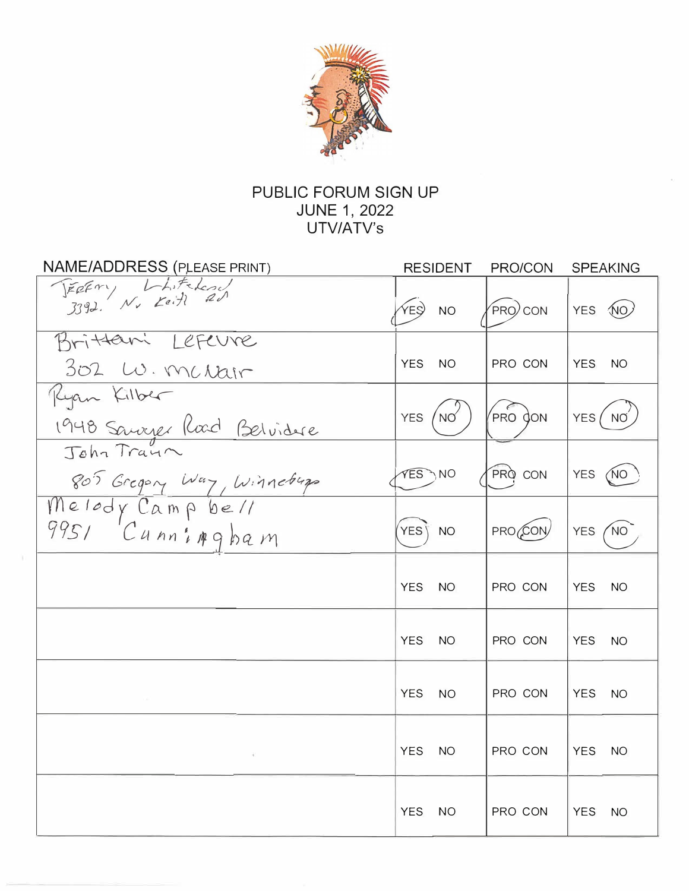# PUBLIC FORUM SIGN UP
## JUNE 1, 2022
## UTV/ATV's

| NAME/ADDRESS (PLEASE PRINT) | RESIDENT | PRO/CON | SPEAKING |
|---|---|---|---|
| Jeffrey Lifeland 3392 N. Keith Rd | YES | PRO | NO |
| Brittani Lefevre 302 W. McNair | YES NO | PRO CON | YES NO |
| Ryan Kilber 1948 Sawyer Road Belvidere | NO | PRO | NO |
| John Traum 805 Gregory Way, Winnebago | YES | PRO | NO |
| Melody Campbell 9951 Cunningham | YES | CON | NO |
| | YES NO | PRO CON | YES NO |
| | YES NO | PRO CON | YES NO |
| | YES NO | PRO CON | YES NO |
| | YES NO | PRO CON | YES NO |
| | YES NO | PRO CON | YES NO |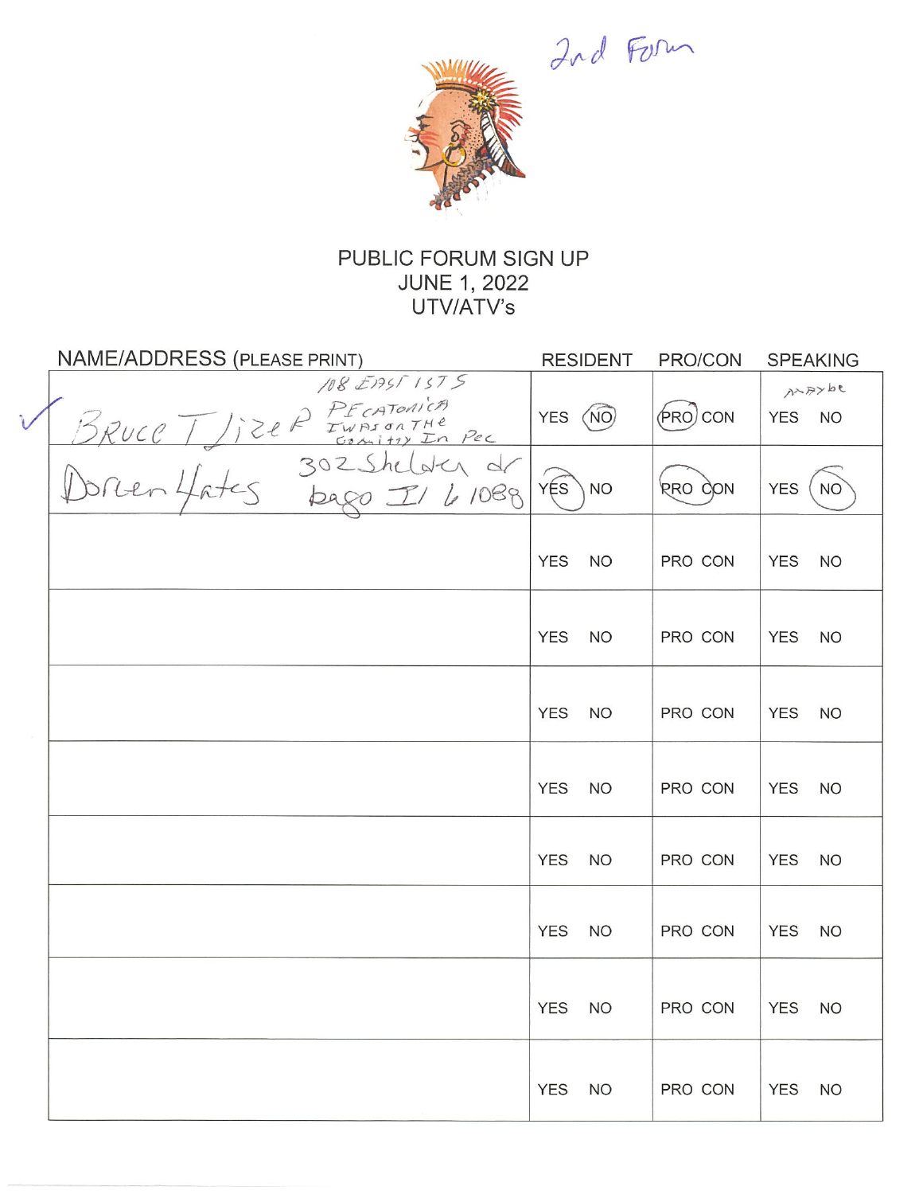2nd Forum

# PUBLIC FORUM SIGN UP
## JUNE 1, 2022
## UTV/ATV's

| NAME/ADDRESS (PLEASE PRINT) | RESIDENT | PRO/CON | SPEAKING |
|---|---|---|---|
| ✓ BRUCE TJIZER 108 EAST 1ST S PECATONICA IWPS ON THE COMMITTY IN PEC | YES (NO) | (PRO) CON | maybe YES NO |
| Doreen Yates 302 Shelter dr bago Il 61088 | (YES) NO | (PRO) CON | YES (NO) |
| | YES NO | PRO CON | YES NO |
| | YES NO | PRO CON | YES NO |
| | YES NO | PRO CON | YES NO |
| | YES NO | PRO CON | YES NO |
| | YES NO | PRO CON | YES NO |
| | YES NO | PRO CON | YES NO |
| | YES NO | PRO CON | YES NO |
| | YES NO | PRO CON | YES NO |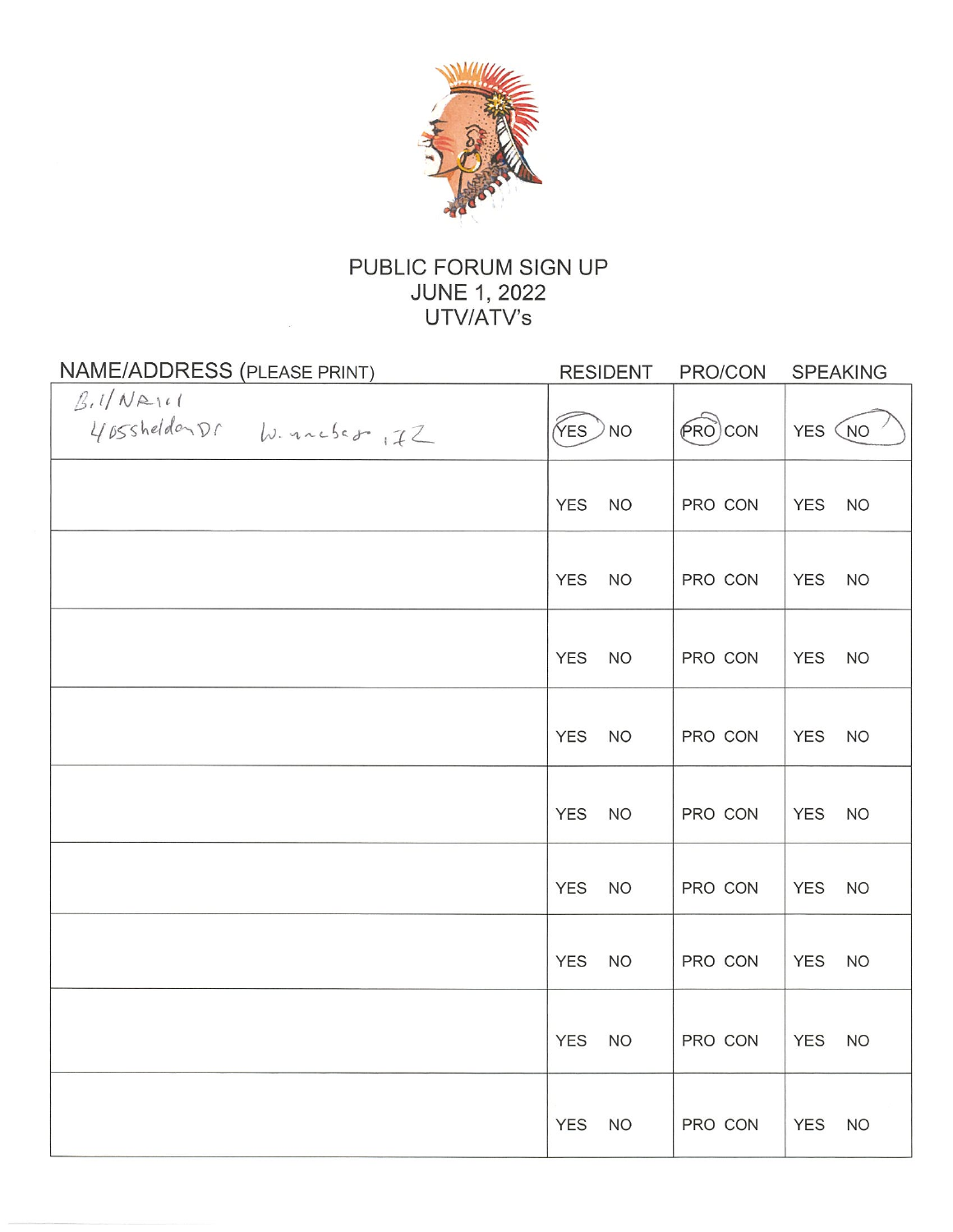# PUBLIC FORUM SIGN UP
## JUNE 1, 2022
## UTV/ATV's

| NAME/ADDRESS (PLEASE PRINT) | RESIDENT | PRO/CON | SPEAKING |
|---|---|---|---|
| Bill NAill<br>405 Sheldon Dr Winnebago, IL | (YES) NO | (PRO) CON | YES (NO) |
| | YES NO | PRO CON | YES NO |
| | YES NO | PRO CON | YES NO |
| | YES NO | PRO CON | YES NO |
| | YES NO | PRO CON | YES NO |
| | YES NO | PRO CON | YES NO |
| | YES NO | PRO CON | YES NO |
| | YES NO | PRO CON | YES NO |
| | YES NO | PRO CON | YES NO |
| | YES NO | PRO CON | YES NO |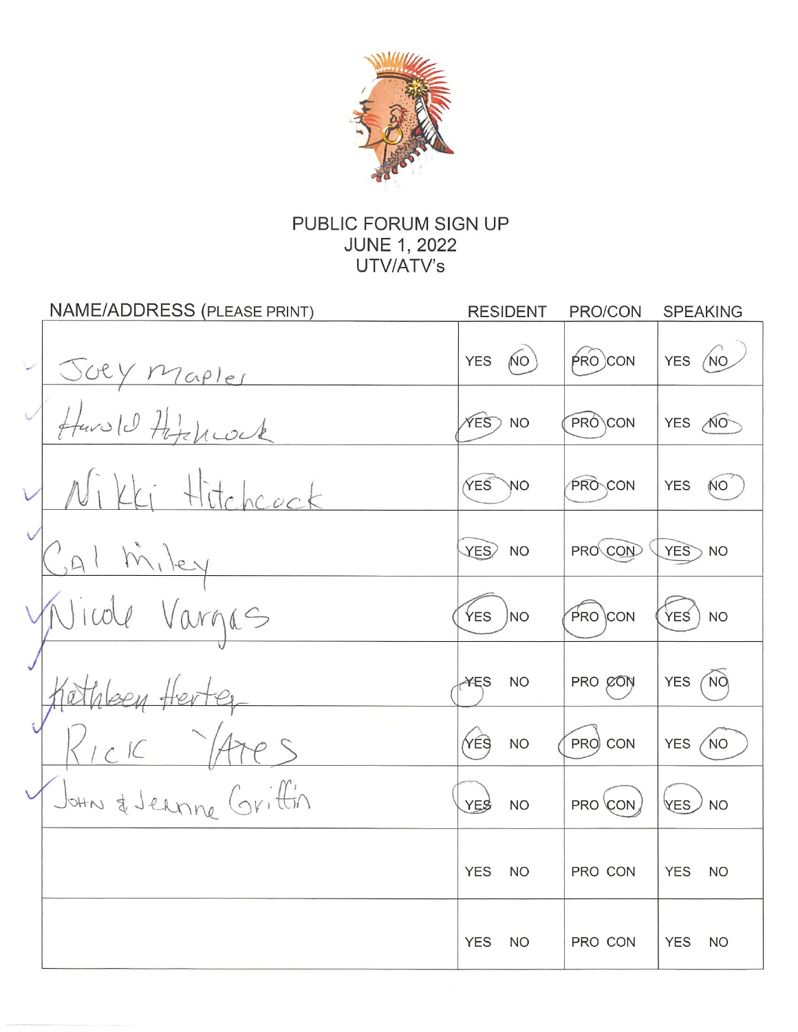# PUBLIC FORUM SIGN UP
## JUNE 1, 2022
## UTV/ATV's

| NAME/ADDRESS (PLEASE PRINT) | RESIDENT | PRO/CON | SPEAKING |
|---|---|---|---|
| Joey Maples | NO | PRO | NO |
| Harold Hitchcock | YES | PRO | NO |
| Nikki Hitchcock | YES | PRO | NO |
| Cal Miley | YES | CON | YES |
| Nicole Vargas | YES | PRO | YES |
| Kathleen Herter | YES | CON | NO |
| Rick Yates | YES | PRO | NO |
| John & Jeanne Griffin | YES | CON | YES |
| | YES NO | PRO CON | YES NO |
| | YES NO | PRO CON | YES NO |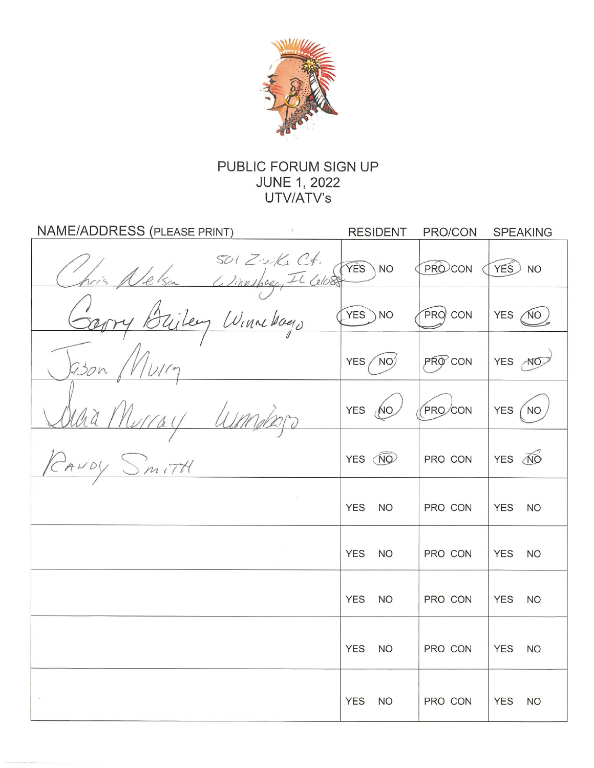# PUBLIC FORUM SIGN UP
## JUNE 1, 2022
## UTV/ATV's

| NAME/ADDRESS (PLEASE PRINT) | RESIDENT | PRO/CON | SPEAKING |
|---|---|---|---|
| Chris Nelson 501 Zinke Ct. Winnebago, IL 61088 | YES | PRO | YES |
| Garry Bailey Winnebago | YES | PRO | NO |
| Jason Murry | NO | PRO | NO |
| Sara Murray Winnebago | NO | PRO | NO |
| RANDY SMITH | NO | | NO |
| | YES NO | PRO CON | YES NO |
| | YES NO | PRO CON | YES NO |
| | YES NO | PRO CON | YES NO |
| | YES NO | PRO CON | YES NO |
| | YES NO | PRO CON | YES NO |